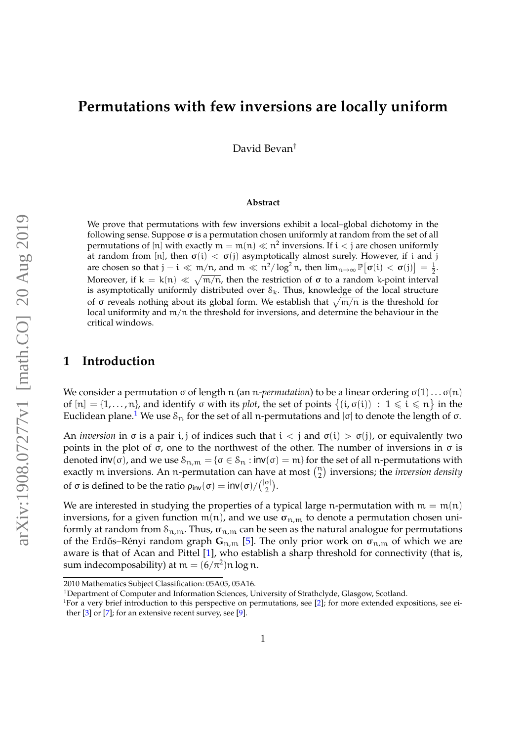# Permutations with few inversions are locally uniform

David Bevan[†]

**Abstract**

We prove that permutations with few inversions exhibit a local–global dichotomy in the following sense. Suppose $\boldsymbol{\sigma}$ is a permutation chosen uniformly at random from the set of all permutations of $[n]$ with exactly $m = m(n) \ll n^2$ inversions. If $i < j$ are chosen uniformly at random from $[n]$, then $\boldsymbol{\sigma}(i) < \boldsymbol{\sigma}(j)$ asymptotically almost surely. However, if $i$ and $j$ are chosen so that $j - i \ll m/n$, and $m \ll n^2/\log^2 n$, then $\lim_{n\to\infty} \mathbb{P}\big[\boldsymbol{\sigma}(i) < \boldsymbol{\sigma}(j)\big] = \frac{1}{2}$. Moreover, if $k = k(n) \ll \sqrt{m/n}$, then the restriction of $\boldsymbol{\sigma}$ to a random $k$-point interval is asymptotically uniformly distributed over $\mathcal{S}_k$. Thus, knowledge of the local structure of $\boldsymbol{\sigma}$ reveals nothing about its global form. We establish that $\sqrt{m/n}$ is the threshold for local uniformity and $m/n$ the threshold for inversions, and determine the behaviour in the critical windows.

## 1 Introduction

We consider a permutation $\sigma$ of length $n$ (an $n$-*permutation*) to be a linear ordering $\sigma(1)\ldots\sigma(n)$ of $[n] = \{1, \ldots, n\}$, and identify $\sigma$ with its *plot*, the set of points $\{(i, \sigma(i)) : 1 \leqslant i \leqslant n\}$ in the Euclidean plane.[1] We use $\mathcal{S}_n$ for the set of all $n$-permutations and $|\sigma|$ to denote the length of $\sigma$.

An *inversion* in $\sigma$ is a pair $i, j$ of indices such that $i < j$ and $\sigma(i) > \sigma(j)$, or equivalently two points in the plot of $\sigma$, one to the northwest of the other. The number of inversions in $\sigma$ is denoted $\mathsf{inv}(\sigma)$, and we use $\mathcal{S}_{n,m} = \{\sigma \in \mathcal{S}_n : \mathsf{inv}(\sigma) = m\}$ for the set of all $n$-permutations with exactly $m$ inversions. An $n$-permutation can have at most $\binom{n}{2}$ inversions; the *inversion density* of $\sigma$ is defined to be the ratio $\rho_{\mathsf{inv}}(\sigma) = \mathsf{inv}(\sigma)/\binom{|\sigma|}{2}$.

We are interested in studying the properties of a typical large $n$-permutation with $m = m(n)$ inversions, for a given function $m(n)$, and we use $\boldsymbol{\sigma}_{n,m}$ to denote a permutation chosen uniformly at random from $\mathcal{S}_{n,m}$. Thus, $\boldsymbol{\sigma}_{n,m}$ can be seen as the natural analogue for permutations of the Erdős–Rényi random graph $\mathbf{G}_{n,m}$ [5]. The only prior work on $\boldsymbol{\sigma}_{n,m}$ of which we are aware is that of Acan and Pittel [1], who establish a sharp threshold for connectivity (that is, sum indecomposability) at $m = (6/\pi^2)n\log n$.

2010 Mathematics Subject Classification: 05A05, 05A16.

[†]Department of Computer and Information Sciences, University of Strathclyde, Glasgow, Scotland.

[1]For a very brief introduction to this perspective on permutations, see [2]; for more extended expositions, see either [3] or [7]; for an extensive recent survey, see [9].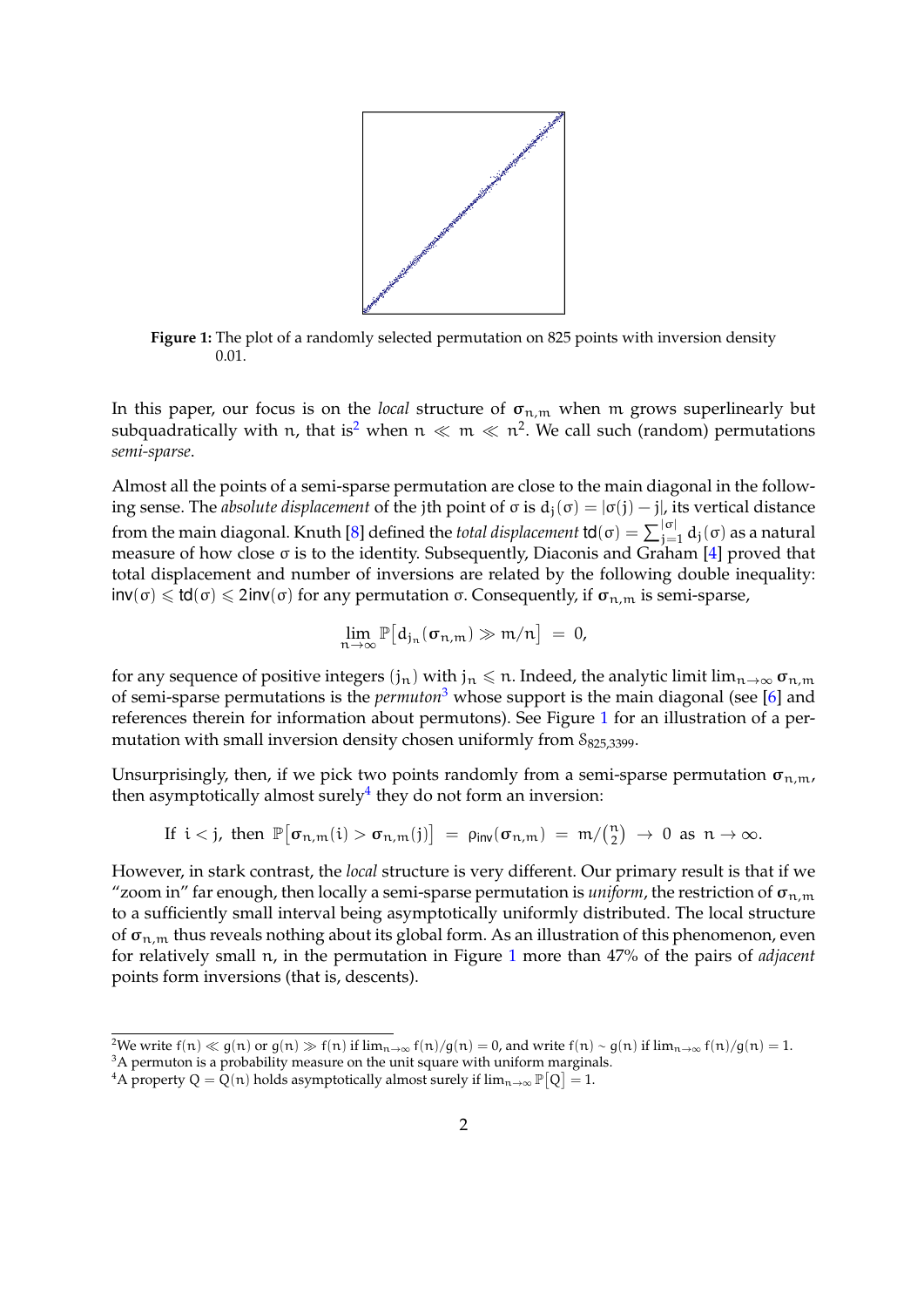**Figure 1:** The plot of a randomly selected permutation on 825 points with inversion density 0.01.

In this paper, our focus is on the *local* structure of $\boldsymbol{\sigma}_{n,m}$ when $m$ grows superlinearly but subquadratically with $n$, that is[2] when $n \ll m \ll n^2$. We call such (random) permutations *semi-sparse*.

Almost all the points of a semi-sparse permutation are close to the main diagonal in the following sense. The *absolute displacement* of the jth point of $\sigma$ is $d_j(\sigma) = |\sigma(j) - j|$, its vertical distance from the main diagonal. Knuth [8] defined the *total displacement* $\mathsf{td}(\sigma) = \sum_{j=1}^{|\sigma|} d_j(\sigma)$ as a natural measure of how close $\sigma$ is to the identity. Subsequently, Diaconis and Graham [4] proved that total displacement and number of inversions are related by the following double inequality: $\mathsf{inv}(\sigma) \leqslant \mathsf{td}(\sigma) \leqslant 2\mathsf{inv}(\sigma)$ for any permutation $\sigma$. Consequently, if $\boldsymbol{\sigma}_{n,m}$ is semi-sparse,

$$\lim_{n\to\infty} \mathbb{P}\big[d_{j_n}(\boldsymbol{\sigma}_{n,m}) \gg m/n\big] \;=\; 0,$$

for any sequence of positive integers $(j_n)$ with $j_n \leqslant n$. Indeed, the analytic limit $\lim_{n\to\infty} \boldsymbol{\sigma}_{n,m}$ of semi-sparse permutations is the *permuton*[3] whose support is the main diagonal (see [6] and references therein for information about permutons). See Figure 1 for an illustration of a permutation with small inversion density chosen uniformly from $\mathcal{S}_{825,3399}$.

Unsurprisingly, then, if we pick two points randomly from a semi-sparse permutation $\boldsymbol{\sigma}_{n,m}$, then asymptotically almost surely[4] they do not form an inversion:

$$\text{If } \; i < j, \; \text{ then } \; \mathbb{P}\big[\boldsymbol{\sigma}_{n,m}(i) > \boldsymbol{\sigma}_{n,m}(j)\big] \;=\; \rho_{\mathsf{inv}}(\boldsymbol{\sigma}_{n,m}) \;=\; m/\tbinom{n}{2} \;\to\; 0 \; \text{ as } \; n \to \infty.$$

However, in stark contrast, the *local* structure is very different. Our primary result is that if we "zoom in" far enough, then locally a semi-sparse permutation is *uniform*, the restriction of $\boldsymbol{\sigma}_{n,m}$ to a sufficiently small interval being asymptotically uniformly distributed. The local structure of $\boldsymbol{\sigma}_{n,m}$ thus reveals nothing about its global form. As an illustration of this phenomenon, even for relatively small $n$, in the permutation in Figure 1 more than 47% of the pairs of *adjacent* points form inversions (that is, descents).

---

[2] We write $f(n) \ll g(n)$ or $g(n) \gg f(n)$ if $\lim_{n\to\infty} f(n)/g(n) = 0$, and write $f(n) \sim g(n)$ if $\lim_{n\to\infty} f(n)/g(n) = 1$.

[3] A permuton is a probability measure on the unit square with uniform marginals.

[4] A property $Q = Q(n)$ holds asymptotically almost surely if $\lim_{n\to\infty} \mathbb{P}\big[Q\big] = 1$.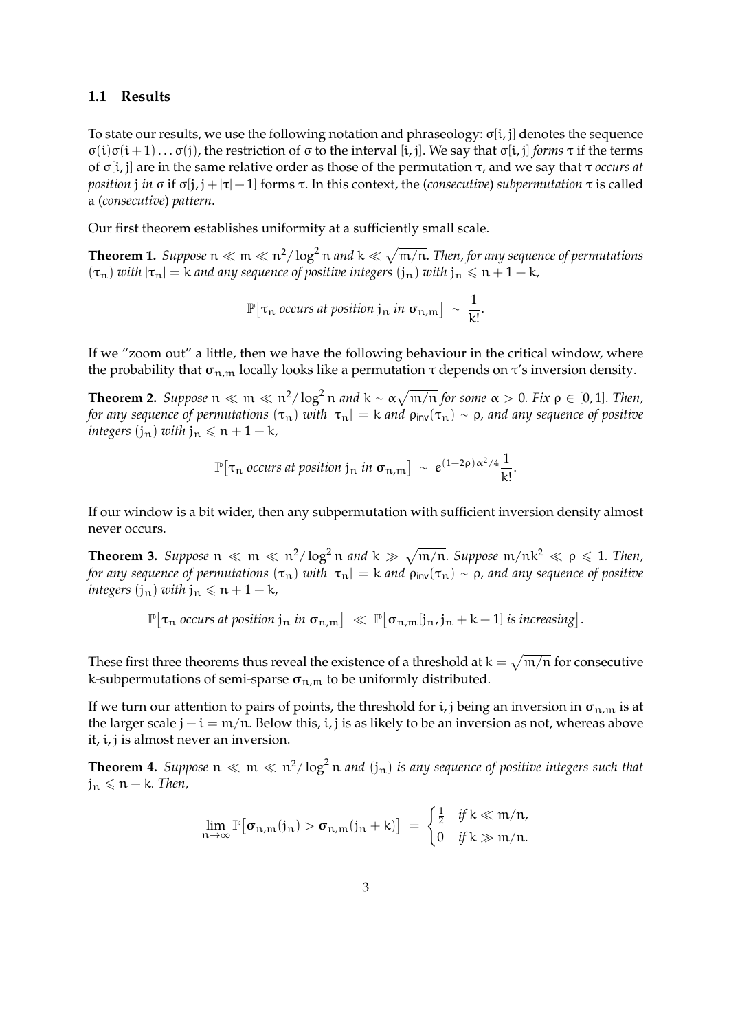### 1.1 Results

To state our results, we use the following notation and phraseology: $\sigma[i,j]$ denotes the sequence $\sigma(i)\sigma(i+1)\ldots\sigma(j)$, the restriction of $\sigma$ to the interval $[i,j]$. We say that $\sigma[i,j]$ *forms* $\tau$ if the terms of $\sigma[i,j]$ are in the same relative order as those of the permutation $\tau$, and we say that $\tau$ *occurs at position* $j$ *in* $\sigma$ if $\sigma[j, j+|\tau|-1]$ forms $\tau$. In this context, the (*consecutive*) *subpermutation* $\tau$ is called a (*consecutive*) *pattern*.

Our first theorem establishes uniformity at a sufficiently small scale.

**Theorem 1.** *Suppose $n \ll m \ll n^2/\log^2 n$ and $k \ll \sqrt{m/n}$. Then, for any sequence of permutations $(\tau_n)$ with $|\tau_n| = k$ and any sequence of positive integers $(j_n)$ with $j_n \leqslant n+1-k$,*

$$\mathbb{P}\big[\tau_n \textit{ occurs at position } j_n \textit{ in } \boldsymbol{\sigma}_{n,m}\big] \;\sim\; \frac{1}{k!}.$$

If we "zoom out" a little, then we have the following behaviour in the critical window, where the probability that $\boldsymbol{\sigma}_{n,m}$ locally looks like a permutation $\tau$ depends on $\tau$'s inversion density.

**Theorem 2.** *Suppose $n \ll m \ll n^2/\log^2 n$ and $k \sim \alpha\sqrt{m/n}$ for some $\alpha > 0$. Fix $\rho \in [0,1]$. Then, for any sequence of permutations $(\tau_n)$ with $|\tau_n| = k$ and $\rho_{\mathsf{inv}}(\tau_n) \sim \rho$, and any sequence of positive integers $(j_n)$ with $j_n \leqslant n+1-k$,*

$$\mathbb{P}\big[\tau_n \textit{ occurs at position } j_n \textit{ in } \boldsymbol{\sigma}_{n,m}\big] \;\sim\; e^{(1-2\rho)\alpha^2/4}\frac{1}{k!}.$$

If our window is a bit wider, then any subpermutation with sufficient inversion density almost never occurs.

**Theorem 3.** *Suppose $n \ll m \ll n^2/\log^2 n$ and $k \gg \sqrt{m/n}$. Suppose $m/nk^2 \ll \rho \leqslant 1$. Then, for any sequence of permutations $(\tau_n)$ with $|\tau_n| = k$ and $\rho_{\mathsf{inv}}(\tau_n) \sim \rho$, and any sequence of positive integers $(j_n)$ with $j_n \leqslant n+1-k$,*

$$\mathbb{P}\big[\tau_n \textit{ occurs at position } j_n \textit{ in } \boldsymbol{\sigma}_{n,m}\big] \;\ll\; \mathbb{P}\big[\boldsymbol{\sigma}_{n,m}[j_n, j_n+k-1] \textit{ is increasing}\big].$$

These first three theorems thus reveal the existence of a threshold at $k = \sqrt{m/n}$ for consecutive $k$-subpermutations of semi-sparse $\boldsymbol{\sigma}_{n,m}$ to be uniformly distributed.

If we turn our attention to pairs of points, the threshold for $i,j$ being an inversion in $\boldsymbol{\sigma}_{n,m}$ is at the larger scale $j - i = m/n$. Below this, $i,j$ is as likely to be an inversion as not, whereas above it, $i,j$ is almost never an inversion.

**Theorem 4.** *Suppose $n \ll m \ll n^2/\log^2 n$ and $(j_n)$ is any sequence of positive integers such that $j_n \leqslant n-k$. Then,*

$$\lim_{n\to\infty} \mathbb{P}\big[\boldsymbol{\sigma}_{n,m}(j_n) > \boldsymbol{\sigma}_{n,m}(j_n+k)\big] \;=\; \begin{cases} \frac{1}{2} & \textit{if } k \ll m/n, \\ 0 & \textit{if } k \gg m/n. \end{cases}$$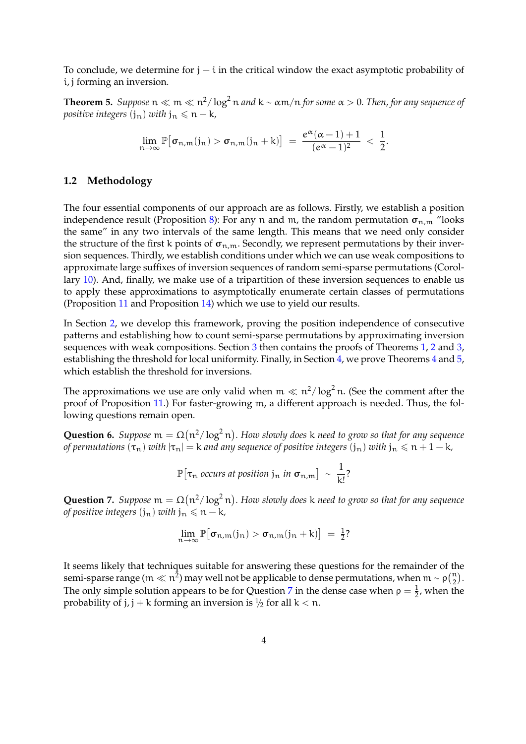To conclude, we determine for $j - i$ in the critical window the exact asymptotic probability of $i, j$ forming an inversion.

**Theorem 5.** *Suppose $n \ll m \ll n^2/\log^2 n$ and $k \sim \alpha m/n$ for some $\alpha > 0$. Then, for any sequence of positive integers $(j_n)$ with $j_n \leqslant n - k$,*

$$\lim_{n\to\infty} \mathbb{P}\big[\boldsymbol{\sigma}_{n,m}(j_n) > \boldsymbol{\sigma}_{n,m}(j_n + k)\big] \;=\; \frac{e^{\alpha}(\alpha - 1) + 1}{(e^{\alpha} - 1)^2} \;<\; \frac{1}{2}.$$

### 1.2 Methodology

The four essential components of our approach are as follows. Firstly, we establish a position independence result (Proposition 8): For any $n$ and $m$, the random permutation $\boldsymbol{\sigma}_{n,m}$ "looks the same" in any two intervals of the same length. This means that we need only consider the structure of the first $k$ points of $\boldsymbol{\sigma}_{n,m}$. Secondly, we represent permutations by their inversion sequences. Thirdly, we establish conditions under which we can use weak compositions to approximate large suffixes of inversion sequences of random semi-sparse permutations (Corollary 10). And, finally, we make use of a tripartition of these inversion sequences to enable us to apply these approximations to asymptotically enumerate certain classes of permutations (Proposition 11 and Proposition 14) which we use to yield our results.

In Section 2, we develop this framework, proving the position independence of consecutive patterns and establishing how to count semi-sparse permutations by approximating inversion sequences with weak compositions. Section 3 then contains the proofs of Theorems 1, 2 and 3, establishing the threshold for local uniformity. Finally, in Section 4, we prove Theorems 4 and 5, which establish the threshold for inversions.

The approximations we use are only valid when $m \ll n^2/\log^2 n$. (See the comment after the proof of Proposition 11.) For faster-growing $m$, a different approach is needed. Thus, the following questions remain open.

**Question 6.** *Suppose $m = \Omega\big(n^2/\log^2 n\big)$. How slowly does $k$ need to grow so that for any sequence of permutations $(\tau_n)$ with $|\tau_n| = k$ and any sequence of positive integers $(j_n)$ with $j_n \leqslant n + 1 - k$,*

$$\mathbb{P}\big[\tau_n \text{ occurs at position } j_n \text{ in } \boldsymbol{\sigma}_{n,m}\big] \;\sim\; \frac{1}{k!}?$$

**Question 7.** *Suppose $m = \Omega\big(n^2/\log^2 n\big)$. How slowly does $k$ need to grow so that for any sequence of positive integers $(j_n)$ with $j_n \leqslant n - k$,*

$$\lim_{n\to\infty} \mathbb{P}\big[\boldsymbol{\sigma}_{n,m}(j_n) > \boldsymbol{\sigma}_{n,m}(j_n + k)\big] \;=\; \tfrac{1}{2}?$$

It seems likely that techniques suitable for answering these questions for the remainder of the semi-sparse range ($m \ll n^2$) may well not be applicable to dense permutations, when $m \sim \rho\binom{n}{2}$. The only simple solution appears to be for Question 7 in the dense case when $\rho = \frac{1}{2}$, when the probability of $j, j + k$ forming an inversion is $1/2$ for all $k < n$.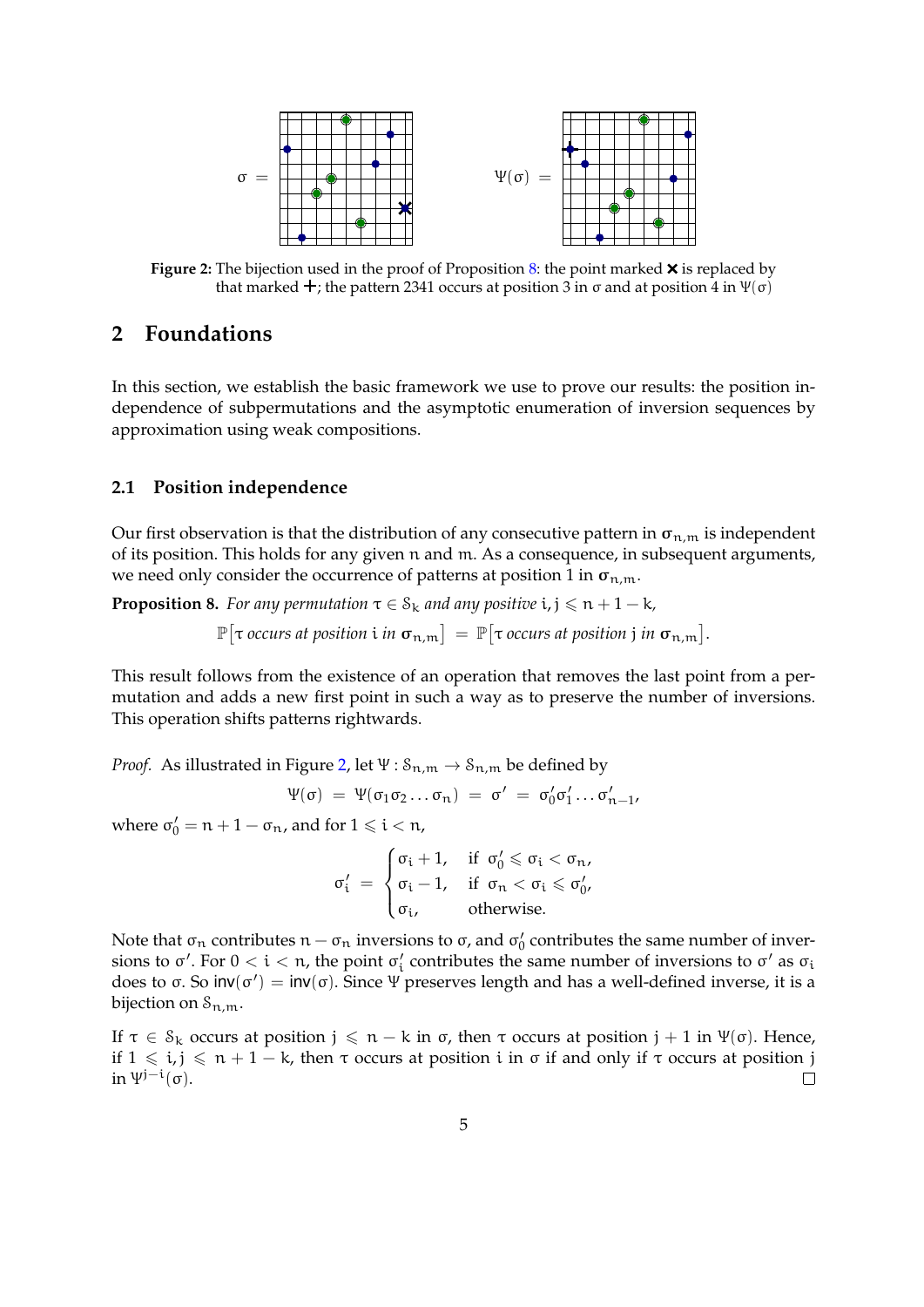**Figure 2:** The bijection used in the proof of Proposition 8: the point marked ✖ is replaced by that marked ✚; the pattern 2341 occurs at position 3 in σ and at position 4 in $\Psi(\sigma)$

## 2 Foundations

In this section, we establish the basic framework we use to prove our results: the position independence of subpermutations and the asymptotic enumeration of inversion sequences by approximation using weak compositions.

### 2.1 Position independence

Our first observation is that the distribution of any consecutive pattern in $\boldsymbol{\sigma}_{n,m}$ is independent of its position. This holds for any given $n$ and $m$. As a consequence, in subsequent arguments, we need only consider the occurrence of patterns at position 1 in $\boldsymbol{\sigma}_{n,m}$.

**Proposition 8.** *For any permutation $\tau \in \mathcal{S}_k$ and any positive $i, j \leqslant n+1-k$,*

$$\mathbb{P}\big[\tau \text{ occurs at position } i \text{ in } \boldsymbol{\sigma}_{n,m}\big] \;=\; \mathbb{P}\big[\tau \text{ occurs at position } j \text{ in } \boldsymbol{\sigma}_{n,m}\big].$$

This result follows from the existence of an operation that removes the last point from a permutation and adds a new first point in such a way as to preserve the number of inversions. This operation shifts patterns rightwards.

*Proof.* As illustrated in Figure 2, let $\Psi : \mathcal{S}_{n,m} \to \mathcal{S}_{n,m}$ be defined by

$$\Psi(\sigma) \;=\; \Psi(\sigma_1\sigma_2\ldots\sigma_n) \;=\; \sigma' \;=\; \sigma'_0\sigma'_1\ldots\sigma'_{n-1},$$

where $\sigma'_0 = n+1-\sigma_n$, and for $1 \leqslant i < n$,

$$\sigma'_i \;=\; \begin{cases} \sigma_i + 1, & \text{if } \sigma'_0 \leqslant \sigma_i < \sigma_n, \\ \sigma_i - 1, & \text{if } \sigma_n < \sigma_i \leqslant \sigma'_0, \\ \sigma_i, & \text{otherwise.} \end{cases}$$

Note that $\sigma_n$ contributes $n - \sigma_n$ inversions to $\sigma$, and $\sigma'_0$ contributes the same number of inversions to $\sigma'$. For $0 < i < n$, the point $\sigma'_i$ contributes the same number of inversions to $\sigma'$ as $\sigma_i$ does to $\sigma$. So $\mathsf{inv}(\sigma') = \mathsf{inv}(\sigma)$. Since $\Psi$ preserves length and has a well-defined inverse, it is a bijection on $\mathcal{S}_{n,m}$.

If $\tau \in \mathcal{S}_k$ occurs at position $j \leqslant n-k$ in $\sigma$, then $\tau$ occurs at position $j+1$ in $\Psi(\sigma)$. Hence, if $1 \leqslant i, j \leqslant n+1-k$, then $\tau$ occurs at position $i$ in $\sigma$ if and only if $\tau$ occurs at position $j$ in $\Psi^{j-i}(\sigma)$. □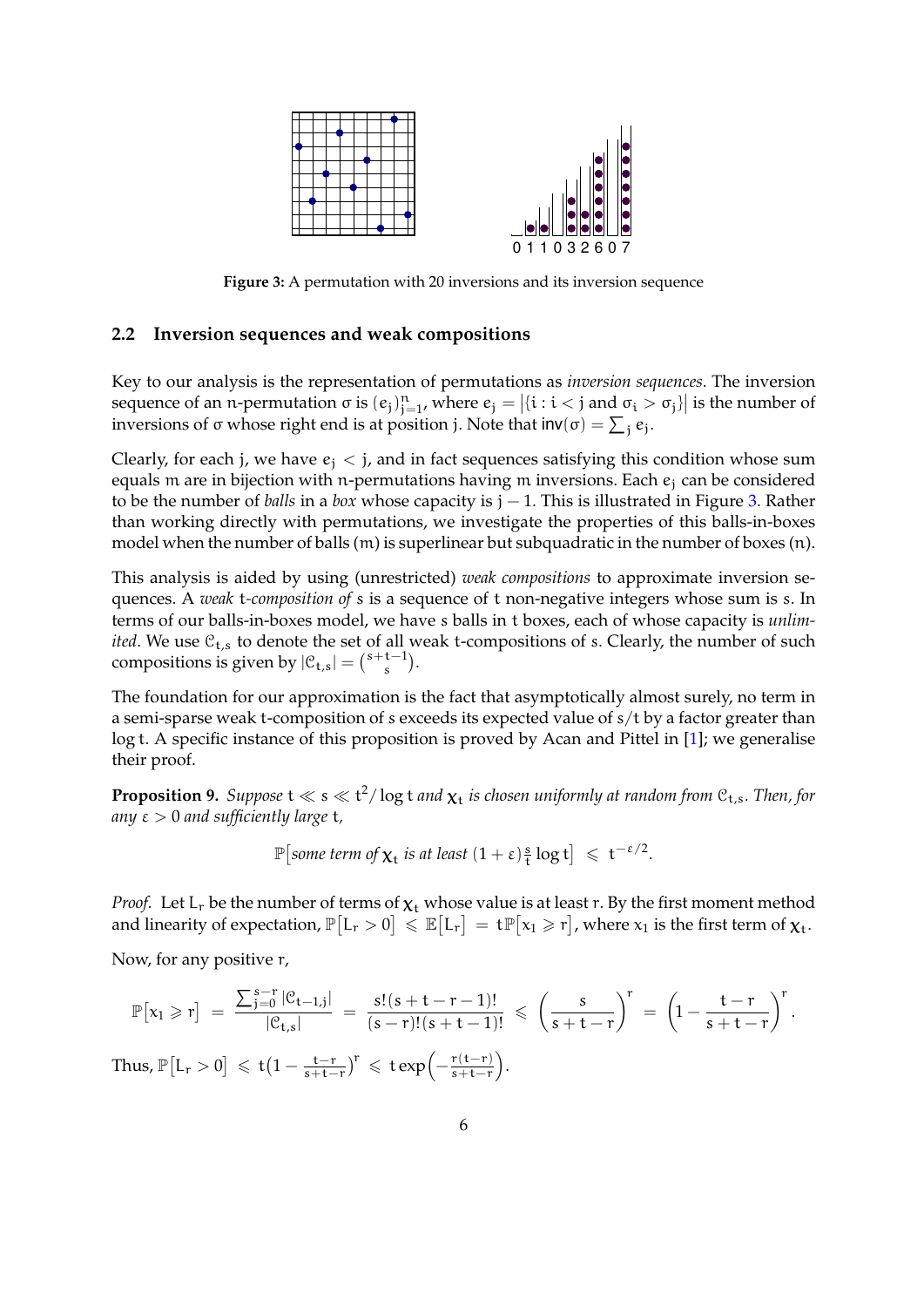0 1 1 0 3 2 6 0 7

**Figure 3:** A permutation with 20 inversions and its inversion sequence

### 2.2 Inversion sequences and weak compositions

Key to our analysis is the representation of permutations as *inversion sequences*. The inversion sequence of an $n$-permutation $\sigma$ is $(e_j)_{j=1}^n$, where $e_j = \left|\{i : i < j \text{ and } \sigma_i > \sigma_j\}\right|$ is the number of inversions of $\sigma$ whose right end is at position $j$. Note that $\mathsf{inv}(\sigma) = \sum_j e_j$.

Clearly, for each $j$, we have $e_j < j$, and in fact sequences satisfying this condition whose sum equals $m$ are in bijection with $n$-permutations having $m$ inversions. Each $e_j$ can be considered to be the number of *balls* in a *box* whose capacity is $j-1$. This is illustrated in Figure 3. Rather than working directly with permutations, we investigate the properties of this balls-in-boxes model when the number of balls ($m$) is superlinear but subquadratic in the number of boxes ($n$).

This analysis is aided by using (unrestricted) *weak compositions* to approximate inversion sequences. A *weak* $t$*-composition of* $s$ is a sequence of $t$ non-negative integers whose sum is $s$. In terms of our balls-in-boxes model, we have $s$ balls in $t$ boxes, each of whose capacity is *unlimited*. We use $\mathcal{C}_{t,s}$ to denote the set of all weak $t$-compositions of $s$. Clearly, the number of such compositions is given by $|\mathcal{C}_{t,s}| = \binom{s+t-1}{s}$.

The foundation for our approximation is the fact that asymptotically almost surely, no term in a semi-sparse weak $t$-composition of $s$ exceeds its expected value of $s/t$ by a factor greater than $\log t$. A specific instance of this proposition is proved by Acan and Pittel in [1]; we generalise their proof.

**Proposition 9.** *Suppose* $t \ll s \ll t^2/\log t$ *and* $\chi_t$ *is chosen uniformly at random from* $\mathcal{C}_{t,s}$*. Then, for any* $\varepsilon > 0$ *and sufficiently large* $t$*,*

$$\mathbb{P}\big[\textit{some term of } \chi_t \textit{ is at least } (1+\varepsilon)\tfrac{s}{t}\log t\big] \;\leqslant\; t^{-\varepsilon/2}.$$

*Proof.* Let $L_r$ be the number of terms of $\chi_t$ whose value is at least $r$. By the first moment method and linearity of expectation, $\mathbb{P}\big[L_r > 0\big] \leqslant \mathbb{E}\big[L_r\big] = t\,\mathbb{P}\big[x_1 \geqslant r\big]$, where $x_1$ is the first term of $\chi_t$.

Now, for any positive $r$,

$$\mathbb{P}\big[x_1 \geqslant r\big] \;=\; \frac{\sum_{j=0}^{s-r} |\mathcal{C}_{t-1,j}|}{|\mathcal{C}_{t,s}|} \;=\; \frac{s!(s+t-r-1)!}{(s-r)!(s+t-1)!} \;\leqslant\; \left(\frac{s}{s+t-r}\right)^r \;=\; \left(1-\frac{t-r}{s+t-r}\right)^r.$$

Thus, $\mathbb{P}\big[L_r > 0\big] \leqslant t\big(1-\frac{t-r}{s+t-r}\big)^r \leqslant t\exp\!\Big(-\frac{r(t-r)}{s+t-r}\Big)$.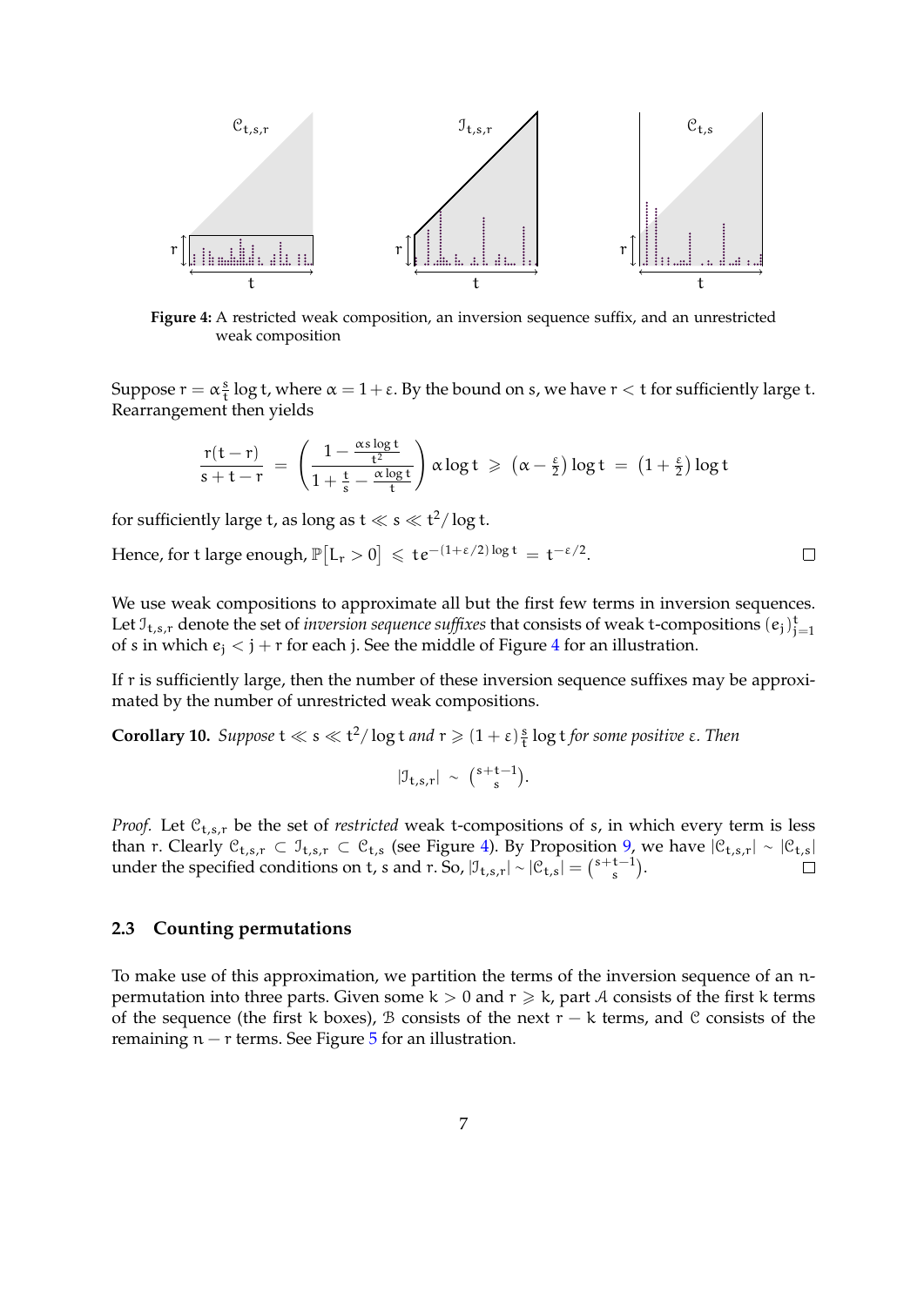**Figure 4:** A restricted weak composition, an inversion sequence suffix, and an unrestricted weak composition

Suppose $r = \alpha \frac{s}{t} \log t$, where $\alpha = 1 + \varepsilon$. By the bound on $s$, we have $r < t$ for sufficiently large $t$. Rearrangement then yields

$$\frac{r(t-r)}{s+t-r} \;=\; \left( \frac{1 - \frac{\alpha s \log t}{t^2}}{1 + \frac{t}{s} - \frac{\alpha \log t}{t}} \right) \alpha \log t \;\geqslant\; \left(\alpha - \tfrac{\varepsilon}{2}\right) \log t \;=\; \left(1 + \tfrac{\varepsilon}{2}\right) \log t$$

for sufficiently large $t$, as long as $t \ll s \ll t^2/\log t$.

Hence, for $t$ large enough, $\mathbb{P}\left[L_r > 0\right] \;\leqslant\; t e^{-(1+\varepsilon/2)\log t} \;=\; t^{-\varepsilon/2}$. □

We use weak compositions to approximate all but the first few terms in inversion sequences. Let $\mathcal{I}_{t,s,r}$ denote the set of *inversion sequence suffixes* that consists of weak $t$-compositions $(e_j)_{j=1}^{t}$ of $s$ in which $e_j < j + r$ for each $j$. See the middle of Figure 4 for an illustration.

If $r$ is sufficiently large, then the number of these inversion sequence suffixes may be approximated by the number of unrestricted weak compositions.

**Corollary 10.** *Suppose* $t \ll s \ll t^2/\log t$ *and* $r \geqslant (1+\varepsilon)\frac{s}{t}\log t$ *for some positive* $\varepsilon$. *Then*

$$|\mathcal{I}_{t,s,r}| \;\sim\; \binom{s+t-1}{s}.$$

*Proof.* Let $\mathcal{C}_{t,s,r}$ be the set of *restricted* weak $t$-compositions of $s$, in which every term is less than $r$. Clearly $\mathcal{C}_{t,s,r} \subset \mathcal{I}_{t,s,r} \subset \mathcal{C}_{t,s}$ (see Figure 4). By Proposition 9, we have $|\mathcal{C}_{t,s,r}| \sim |\mathcal{C}_{t,s}|$ under the specified conditions on $t$, $s$ and $r$. So, $|\mathcal{I}_{t,s,r}| \sim |\mathcal{C}_{t,s}| = \binom{s+t-1}{s}$. □

### 2.3 Counting permutations

To make use of this approximation, we partition the terms of the inversion sequence of an $n$-permutation into three parts. Given some $k > 0$ and $r \geqslant k$, part $\mathcal{A}$ consists of the first $k$ terms of the sequence (the first $k$ boxes), $\mathcal{B}$ consists of the next $r - k$ terms, and $\mathcal{C}$ consists of the remaining $n - r$ terms. See Figure 5 for an illustration.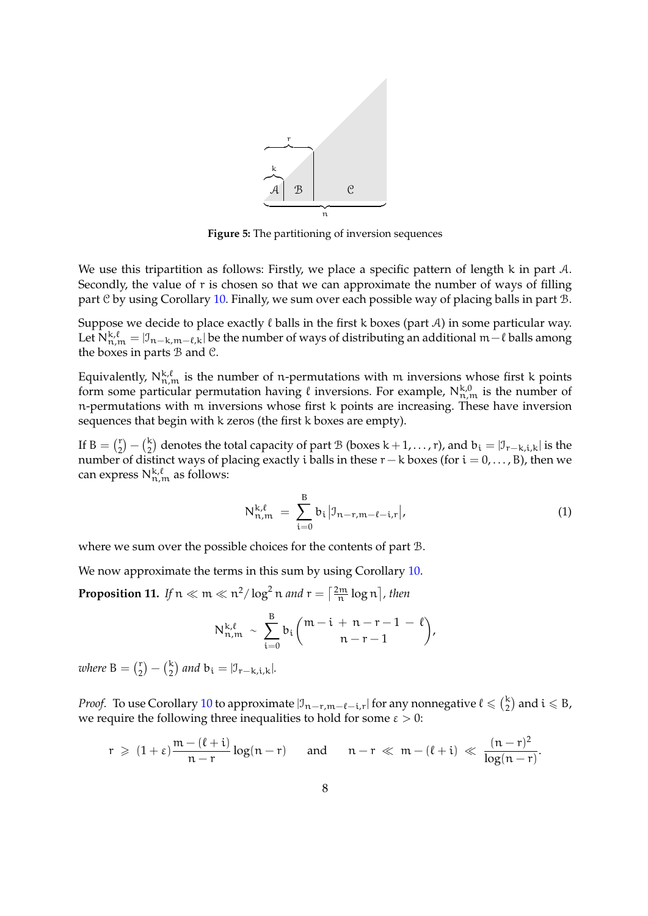**Figure 5:** The partitioning of inversion sequences

We use this tripartition as follows: Firstly, we place a specific pattern of length $k$ in part $\mathcal{A}$. Secondly, the value of $r$ is chosen so that we can approximate the number of ways of filling part $\mathcal{C}$ by using Corollary 10. Finally, we sum over each possible way of placing balls in part $\mathcal{B}$.

Suppose we decide to place exactly $\ell$ balls in the first $k$ boxes (part $\mathcal{A}$) in some particular way. Let $N^{k,\ell}_{n,m} = |\mathcal{I}_{n-k,m-\ell,k}|$ be the number of ways of distributing an additional $m-\ell$ balls among the boxes in parts $\mathcal{B}$ and $\mathcal{C}$.

Equivalently, $N^{k,\ell}_{n,m}$ is the number of $n$-permutations with $m$ inversions whose first $k$ points form some particular permutation having $\ell$ inversions. For example, $N^{k,0}_{n,m}$ is the number of $n$-permutations with $m$ inversions whose first $k$ points are increasing. These have inversion sequences that begin with $k$ zeros (the first $k$ boxes are empty).

If $B = \binom{r}{2} - \binom{k}{2}$ denotes the total capacity of part $\mathcal{B}$ (boxes $k+1, \ldots, r$), and $b_i = |\mathcal{I}_{r-k,i,k}|$ is the number of distinct ways of placing exactly $i$ balls in these $r-k$ boxes (for $i = 0, \ldots, B$), then we can express $N^{k,\ell}_{n,m}$ as follows:

$$N^{k,\ell}_{n,m} \;=\; \sum_{i=0}^{B} b_i \left|\mathcal{I}_{n-r,m-\ell-i,r}\right|, \tag{1}$$

where we sum over the possible choices for the contents of part $\mathcal{B}$.

We now approximate the terms in this sum by using Corollary 10.

**Proposition 11.** *If $n \ll m \ll n^2/\log^2 n$ and $r = \left\lceil \frac{2m}{n} \log n \right\rceil$, then*

$$N^{k,\ell}_{n,m} \;\sim\; \sum_{i=0}^{B} b_i \binom{m-i \;+\; n-r-1 \;-\; \ell}{n-r-1},$$

*where $B = \binom{r}{2} - \binom{k}{2}$ and $b_i = |\mathcal{I}_{r-k,i,k}|$.*

*Proof.* To use Corollary 10 to approximate $|\mathcal{I}_{n-r,m-\ell-i,r}|$ for any nonnegative $\ell \leqslant \binom{k}{2}$ and $i \leqslant B$, we require the following three inequalities to hold for some $\varepsilon > 0$:

$$r \;\geqslant\; (1+\varepsilon)\frac{m-(\ell+i)}{n-r}\log(n-r) \qquad \text{and} \qquad n-r \;\ll\; m-(\ell+i) \;\ll\; \frac{(n-r)^2}{\log(n-r)}.$$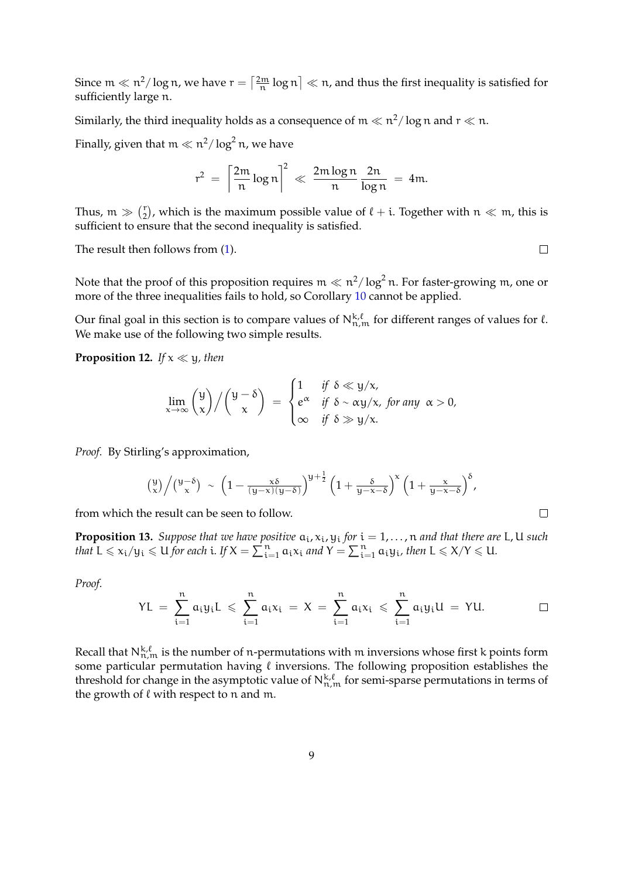Since $m \ll n^2/\log n$, we have $r = \left\lceil \frac{2m}{n} \log n \right\rceil \ll n$, and thus the first inequality is satisfied for sufficiently large $n$.

Similarly, the third inequality holds as a consequence of $m \ll n^2/\log n$ and $r \ll n$.

Finally, given that $m \ll n^2/\log^2 n$, we have

$$r^2 \;=\; \left\lceil \frac{2m}{n} \log n \right\rceil^2 \;\ll\; \frac{2m \log n}{n} \, \frac{2n}{\log n} \;=\; 4m.$$

Thus, $m \gg \binom{r}{2}$, which is the maximum possible value of $\ell + i$. Together with $n \ll m$, this is sufficient to ensure that the second inequality is satisfied.

The result then follows from (1). $\square$

Note that the proof of this proposition requires $m \ll n^2/\log^2 n$. For faster-growing $m$, one or more of the three inequalities fails to hold, so Corollary 10 cannot be applied.

Our final goal in this section is to compare values of $N^{k,\ell}_{n,m}$ for different ranges of values for $\ell$. We make use of the following two simple results.

**Proposition 12.** *If $x \ll y$, then*

$$\lim_{x\to\infty} \binom{y}{x} \Big/ \binom{y-\delta}{x} \;=\; \begin{cases} 1 & \text{if } \delta \ll y/x, \\ e^{\alpha} & \text{if } \delta \sim \alpha y/x, \text{ for any } \alpha > 0, \\ \infty & \text{if } \delta \gg y/x. \end{cases}$$

*Proof.* By Stirling's approximation,

$$\binom{y}{x} \Big/ \binom{y-\delta}{x} \;\sim\; \left(1 - \tfrac{x\delta}{(y-x)(y-\delta)}\right)^{y+\frac{1}{2}} \left(1 + \tfrac{\delta}{y-x-\delta}\right)^{x} \left(1 + \tfrac{x}{y-x-\delta}\right)^{\delta},$$

from which the result can be seen to follow. $\square$

**Proposition 13.** *Suppose that we have positive $a_i, x_i, y_i$ for $i = 1, \ldots, n$ and that there are $L, U$ such that $L \leqslant x_i/y_i \leqslant U$ for each $i$. If $X = \sum_{i=1}^{n} a_i x_i$ and $Y = \sum_{i=1}^{n} a_i y_i$, then $L \leqslant X/Y \leqslant U$.*

*Proof.*

$$YL \;=\; \sum_{i=1}^{n} a_i y_i L \;\leqslant\; \sum_{i=1}^{n} a_i x_i \;=\; X \;=\; \sum_{i=1}^{n} a_i x_i \;\leqslant\; \sum_{i=1}^{n} a_i y_i U \;=\; YU. \qquad \square$$

Recall that $N^{k,\ell}_{n,m}$ is the number of $n$-permutations with $m$ inversions whose first $k$ points form some particular permutation having $\ell$ inversions. The following proposition establishes the threshold for change in the asymptotic value of $N^{k,\ell}_{n,m}$ for semi-sparse permutations in terms of the growth of $\ell$ with respect to $n$ and $m$.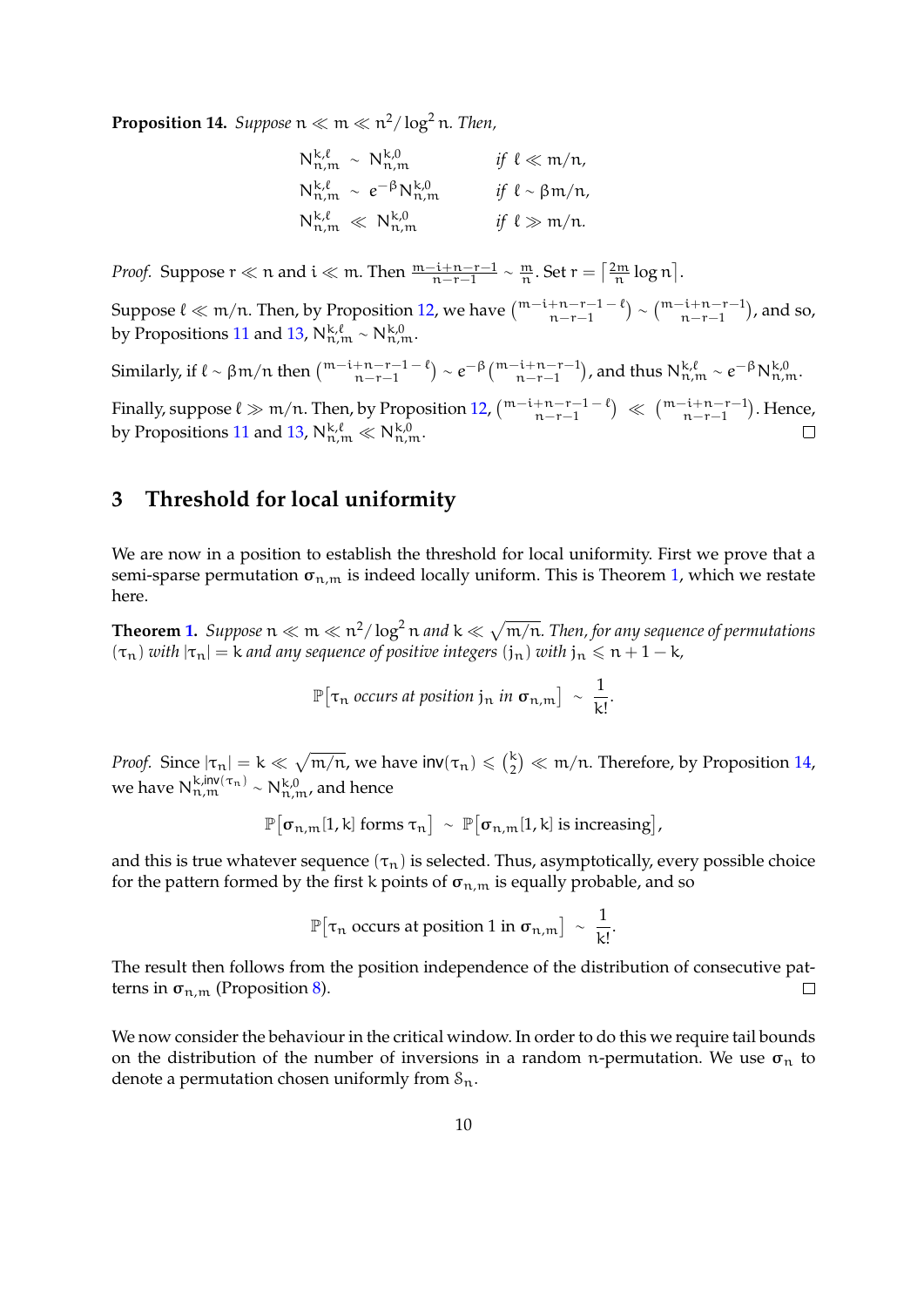**Proposition 14.** *Suppose $n \ll m \ll n^2/\log^2 n$. Then,*

$$
\begin{aligned}
N^{k,\ell}_{n,m} &\sim N^{k,0}_{n,m} && \text{if } \ell \ll m/n, \\
N^{k,\ell}_{n,m} &\sim e^{-\beta} N^{k,0}_{n,m} && \text{if } \ell \sim \beta m/n, \\
N^{k,\ell}_{n,m} &\ll N^{k,0}_{n,m} && \text{if } \ell \gg m/n.
\end{aligned}
$$

*Proof.* Suppose $r \ll n$ and $i \ll m$. Then $\frac{m-i+n-r-1}{n-r-1} \sim \frac{m}{n}$. Set $r = \left\lceil \frac{2m}{n} \log n \right\rceil$.

Suppose $\ell \ll m/n$. Then, by Proposition 12, we have $\binom{m-i+n-r-1-\ell}{n-r-1} \sim \binom{m-i+n-r-1}{n-r-1}$, and so, by Propositions 11 and 13, $N^{k,\ell}_{n,m} \sim N^{k,0}_{n,m}$.

Similarly, if $\ell \sim \beta m/n$ then $\binom{m-i+n-r-1-\ell}{n-r-1} \sim e^{-\beta}\binom{m-i+n-r-1}{n-r-1}$, and thus $N^{k,\ell}_{n,m} \sim e^{-\beta} N^{k,0}_{n,m}$.

Finally, suppose $\ell \gg m/n$. Then, by Proposition 12, $\binom{m-i+n-r-1-\ell}{n-r-1} \ll \binom{m-i+n-r-1}{n-r-1}$. Hence, by Propositions 11 and 13, $N^{k,\ell}_{n,m} \ll N^{k,0}_{n,m}$. □

## 3 Threshold for local uniformity

We are now in a position to establish the threshold for local uniformity. First we prove that a semi-sparse permutation $\boldsymbol{\sigma}_{n,m}$ is indeed locally uniform. This is Theorem 1, which we restate here.

**Theorem 1.** *Suppose $n \ll m \ll n^2/\log^2 n$ and $k \ll \sqrt{m/n}$. Then, for any sequence of permutations $(\tau_n)$ with $|\tau_n| = k$ and any sequence of positive integers $(j_n)$ with $j_n \leqslant n+1-k$,*

$$
\mathbb{P}\big[\tau_n \text{ occurs at position } j_n \text{ in } \boldsymbol{\sigma}_{n,m}\big] \;\sim\; \frac{1}{k!}.
$$

*Proof.* Since $|\tau_n| = k \ll \sqrt{m/n}$, we have $\mathsf{inv}(\tau_n) \leqslant \binom{k}{2} \ll m/n$. Therefore, by Proposition 14, we have $N^{k,\mathsf{inv}(\tau_n)}_{n,m} \sim N^{k,0}_{n,m}$, and hence

$$
\mathbb{P}\big[\boldsymbol{\sigma}_{n,m}[1,k] \text{ forms } \tau_n\big] \;\sim\; \mathbb{P}\big[\boldsymbol{\sigma}_{n,m}[1,k] \text{ is increasing}\big],
$$

and this is true whatever sequence $(\tau_n)$ is selected. Thus, asymptotically, every possible choice for the pattern formed by the first $k$ points of $\boldsymbol{\sigma}_{n,m}$ is equally probable, and so

$$
\mathbb{P}\big[\tau_n \text{ occurs at position 1 in } \boldsymbol{\sigma}_{n,m}\big] \;\sim\; \frac{1}{k!}.
$$

The result then follows from the position independence of the distribution of consecutive patterns in $\boldsymbol{\sigma}_{n,m}$ (Proposition 8). □

We now consider the behaviour in the critical window. In order to do this we require tail bounds on the distribution of the number of inversions in a random $n$-permutation. We use $\boldsymbol{\sigma}_n$ to denote a permutation chosen uniformly from $\mathcal{S}_n$.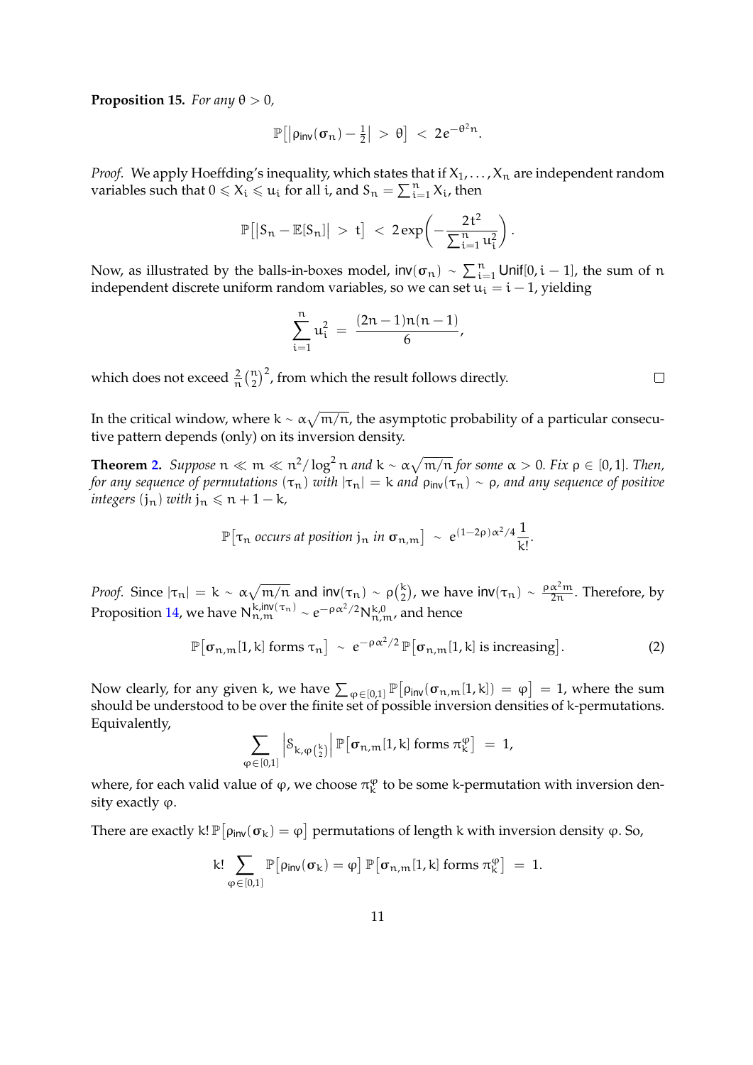**Proposition 15.** *For any* $\theta > 0$,

$$\mathbb{P}\big[\big|\rho_{\mathsf{inv}}(\boldsymbol{\sigma}_n) - \tfrac{1}{2}\big| \;>\; \theta\big] \;<\; 2e^{-\theta^2 n}.$$

*Proof.* We apply Hoeffding's inequality, which states that if $X_1, \ldots, X_n$ are independent random variables such that $0 \leqslant X_i \leqslant u_i$ for all $i$, and $S_n = \sum_{i=1}^n X_i$, then

$$\mathbb{P}\big[\big|S_n - \mathbb{E}[S_n]\big| \;>\; t\big] \;<\; 2\exp\!\left(-\frac{2t^2}{\sum_{i=1}^n u_i^2}\right).$$

Now, as illustrated by the balls-in-boxes model, $\mathsf{inv}(\boldsymbol{\sigma}_n) \sim \sum_{i=1}^n \mathsf{Unif}[0, i-1]$, the sum of $n$ independent discrete uniform random variables, so we can set $u_i = i - 1$, yielding

$$\sum_{i=1}^n u_i^2 \;=\; \frac{(2n-1)n(n-1)}{6},$$

which does not exceed $\frac{2}{n}\binom{n}{2}^2$, from which the result follows directly. $\square$

In the critical window, where $k \sim \alpha\sqrt{m/n}$, the asymptotic probability of a particular consecutive pattern depends (only) on its inversion density.

**Theorem 2.** *Suppose* $n \ll m \ll n^2/\log^2 n$ *and* $k \sim \alpha\sqrt{m/n}$ *for some* $\alpha > 0$. *Fix* $\rho \in [0,1]$. *Then, for any sequence of permutations* $(\tau_n)$ *with* $|\tau_n| = k$ *and* $\rho_{\mathsf{inv}}(\tau_n) \sim \rho$, *and any sequence of positive integers* $(j_n)$ *with* $j_n \leqslant n + 1 - k$,

$$\mathbb{P}\big[\tau_n \text{ occurs at position } j_n \text{ in } \boldsymbol{\sigma}_{n,m}\big] \;\sim\; e^{(1-2\rho)\alpha^2/4}\,\frac{1}{k!}.$$

*Proof.* Since $|\tau_n| = k \sim \alpha\sqrt{m/n}$ and $\mathsf{inv}(\tau_n) \sim \rho\binom{k}{2}$, we have $\mathsf{inv}(\tau_n) \sim \frac{\rho\alpha^2 m}{2n}$. Therefore, by Proposition 14, we have $N_{n,m}^{k,\mathsf{inv}(\tau_n)} \sim e^{-\rho\alpha^2/2} N_{n,m}^{k,0}$, and hence

$$\mathbb{P}\big[\boldsymbol{\sigma}_{n,m}[1,k] \text{ forms } \tau_n\big] \;\sim\; e^{-\rho\alpha^2/2}\,\mathbb{P}\big[\boldsymbol{\sigma}_{n,m}[1,k] \text{ is increasing}\big]. \tag{2}$$

Now clearly, for any given $k$, we have $\sum_{\varphi \in [0,1]} \mathbb{P}\big[\rho_{\mathsf{inv}}(\boldsymbol{\sigma}_{n,m}[1,k]) = \varphi\big] = 1$, where the sum should be understood to be over the finite set of possible inversion densities of $k$-permutations. Equivalently,

$$\sum_{\varphi \in [0,1]} \Big|\mathcal{S}_{k,\varphi\binom{k}{2}}\Big|\,\mathbb{P}\big[\boldsymbol{\sigma}_{n,m}[1,k] \text{ forms } \pi_k^\varphi\big] \;=\; 1,$$

where, for each valid value of $\varphi$, we choose $\pi_k^\varphi$ to be some $k$-permutation with inversion density exactly $\varphi$.

There are exactly $k!\,\mathbb{P}\big[\rho_{\mathsf{inv}}(\boldsymbol{\sigma}_k) = \varphi\big]$ permutations of length $k$ with inversion density $\varphi$. So,

$$k!\sum_{\varphi \in [0,1]} \mathbb{P}\big[\rho_{\mathsf{inv}}(\boldsymbol{\sigma}_k) = \varphi\big]\,\mathbb{P}\big[\boldsymbol{\sigma}_{n,m}[1,k] \text{ forms } \pi_k^\varphi\big] \;=\; 1.$$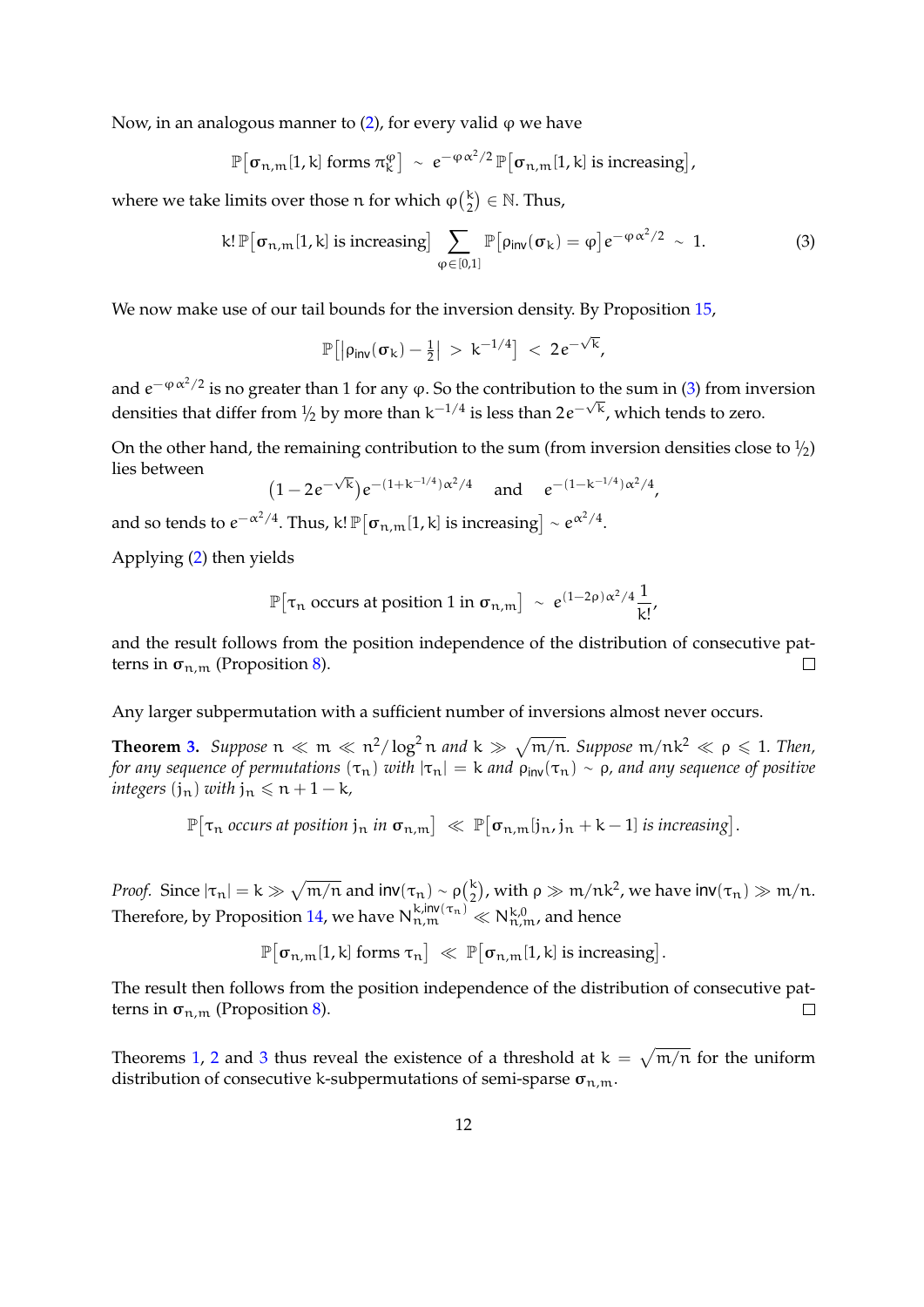Now, in an analogous manner to (2), for every valid $\varphi$ we have

$$\mathbb{P}\big[\boldsymbol{\sigma}_{n,m}[1,k] \text{ forms } \pi_k^{\varphi}\big] \;\sim\; e^{-\varphi\,\alpha^2/2}\,\mathbb{P}\big[\boldsymbol{\sigma}_{n,m}[1,k] \text{ is increasing}\big],$$

where we take limits over those $n$ for which $\varphi\binom{k}{2} \in \mathbb{N}$. Thus,

$$k!\,\mathbb{P}\big[\boldsymbol{\sigma}_{n,m}[1,k] \text{ is increasing}\big] \sum_{\varphi\in[0,1]} \mathbb{P}\big[\rho_{\mathsf{inv}}(\boldsymbol{\sigma}_k) = \varphi\big]\,e^{-\varphi\,\alpha^2/2} \;\sim\; 1. \tag{3}$$

We now make use of our tail bounds for the inversion density. By Proposition 15,

$$\mathbb{P}\big[\big|\rho_{\mathsf{inv}}(\boldsymbol{\sigma}_k) - \tfrac{1}{2}\big| \;>\; k^{-1/4}\big] \;<\; 2\,e^{-\sqrt{k}},$$

and $e^{-\varphi\,\alpha^2/2}$ is no greater than 1 for any $\varphi$. So the contribution to the sum in (3) from inversion densities that differ from $1/2$ by more than $k^{-1/4}$ is less than $2e^{-\sqrt{k}}$, which tends to zero.

On the other hand, the remaining contribution to the sum (from inversion densities close to $1/2$) lies between

$$\big(1-2e^{-\sqrt{k}}\big)e^{-(1+k^{-1/4})\alpha^2/4} \quad \text{and} \quad e^{-(1-k^{-1/4})\alpha^2/4},$$

and so tends to $e^{-\alpha^2/4}$. Thus, $k!\,\mathbb{P}\big[\boldsymbol{\sigma}_{n,m}[1,k] \text{ is increasing}\big] \sim e^{\alpha^2/4}$.

Applying (2) then yields

$$\mathbb{P}\big[\tau_n \text{ occurs at position 1 in } \boldsymbol{\sigma}_{n,m}\big] \;\sim\; e^{(1-2\rho)\alpha^2/4}\,\frac{1}{k!},$$

and the result follows from the position independence of the distribution of consecutive patterns in $\boldsymbol{\sigma}_{n,m}$ (Proposition 8). ☐

Any larger subpermutation with a sufficient number of inversions almost never occurs.

**Theorem 3.** *Suppose $n \ll m \ll n^2/\log^2 n$ and $k \gg \sqrt{m/n}$. Suppose $m/nk^2 \ll \rho \leqslant 1$. Then, for any sequence of permutations $(\tau_n)$ with $|\tau_n| = k$ and $\rho_{\mathsf{inv}}(\tau_n) \sim \rho$, and any sequence of positive integers $(j_n)$ with $j_n \leqslant n+1-k$,*

$$\mathbb{P}\big[\tau_n \text{ occurs at position } j_n \text{ in } \boldsymbol{\sigma}_{n,m}\big] \;\ll\; \mathbb{P}\big[\boldsymbol{\sigma}_{n,m}[j_n, j_n+k-1] \text{ is increasing}\big].$$

*Proof.* Since $|\tau_n| = k \gg \sqrt{m/n}$ and $\mathsf{inv}(\tau_n) \sim \rho\binom{k}{2}$, with $\rho \gg m/nk^2$, we have $\mathsf{inv}(\tau_n) \gg m/n$. Therefore, by Proposition 14, we have $N_{n,m}^{k,\mathsf{inv}(\tau_n)} \ll N_{n,m}^{k,0}$, and hence

$$\mathbb{P}\big[\boldsymbol{\sigma}_{n,m}[1,k] \text{ forms } \tau_n\big] \;\ll\; \mathbb{P}\big[\boldsymbol{\sigma}_{n,m}[1,k] \text{ is increasing}\big].$$

The result then follows from the position independence of the distribution of consecutive patterns in $\boldsymbol{\sigma}_{n,m}$ (Proposition 8). ☐

Theorems 1, 2 and 3 thus reveal the existence of a threshold at $k = \sqrt{m/n}$ for the uniform distribution of consecutive $k$-subpermutations of semi-sparse $\boldsymbol{\sigma}_{n,m}$.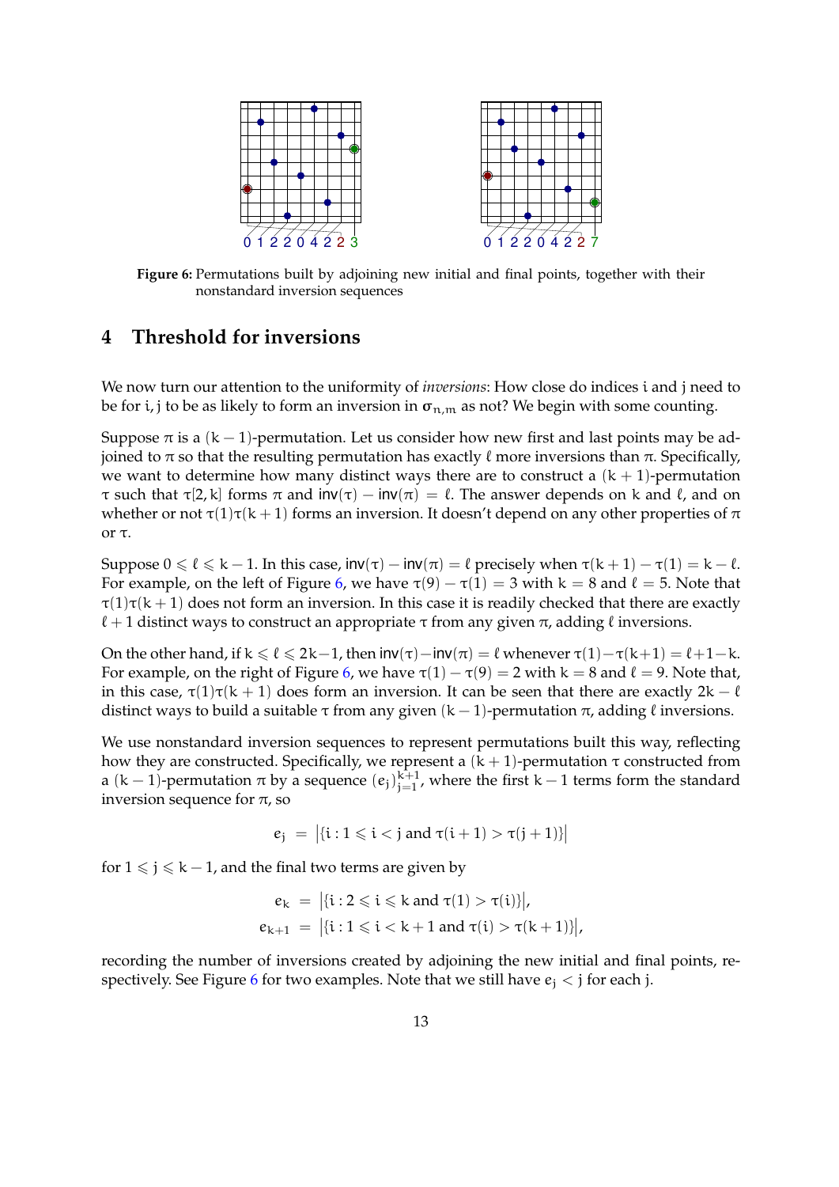0 1 2 2 0 4 2 2 3

0 1 2 2 0 4 2 2 7

**Figure 6:** Permutations built by adjoining new initial and final points, together with their nonstandard inversion sequences

# 4 Threshold for inversions

We now turn our attention to the uniformity of *inversions*: How close do indices i and j need to be for i, j to be as likely to form an inversion in $\boldsymbol{\sigma}_{n,m}$ as not? We begin with some counting.

Suppose $\pi$ is a $(k-1)$-permutation. Let us consider how new first and last points may be adjoined to $\pi$ so that the resulting permutation has exactly $\ell$ more inversions than $\pi$. Specifically, we want to determine how many distinct ways there are to construct a $(k+1)$-permutation $\tau$ such that $\tau[2,k]$ forms $\pi$ and $\mathsf{inv}(\tau) - \mathsf{inv}(\pi) = \ell$. The answer depends on k and $\ell$, and on whether or not $\tau(1)\tau(k+1)$ forms an inversion. It doesn't depend on any other properties of $\pi$ or $\tau$.

Suppose $0 \leqslant \ell \leqslant k-1$. In this case, $\mathsf{inv}(\tau) - \mathsf{inv}(\pi) = \ell$ precisely when $\tau(k+1) - \tau(1) = k - \ell$. For example, on the left of Figure 6, we have $\tau(9) - \tau(1) = 3$ with $k = 8$ and $\ell = 5$. Note that $\tau(1)\tau(k+1)$ does not form an inversion. In this case it is readily checked that there are exactly $\ell + 1$ distinct ways to construct an appropriate $\tau$ from any given $\pi$, adding $\ell$ inversions.

On the other hand, if $k \leqslant \ell \leqslant 2k-1$, then $\mathsf{inv}(\tau) - \mathsf{inv}(\pi) = \ell$ whenever $\tau(1) - \tau(k+1) = \ell + 1 - k$. For example, on the right of Figure 6, we have $\tau(1) - \tau(9) = 2$ with $k = 8$ and $\ell = 9$. Note that, in this case, $\tau(1)\tau(k+1)$ does form an inversion. It can be seen that there are exactly $2k - \ell$ distinct ways to build a suitable $\tau$ from any given $(k-1)$-permutation $\pi$, adding $\ell$ inversions.

We use nonstandard inversion sequences to represent permutations built this way, reflecting how they are constructed. Specifically, we represent a $(k+1)$-permutation $\tau$ constructed from a $(k-1)$-permutation $\pi$ by a sequence $(e_j)_{j=1}^{k+1}$, where the first $k-1$ terms form the standard inversion sequence for $\pi$, so

$$e_j \;=\; \big|\{i : 1 \leqslant i < j \text{ and } \tau(i+1) > \tau(j+1)\}\big|$$

for $1 \leqslant j \leqslant k-1$, and the final two terms are given by

$$\begin{aligned} e_k \;&=\; \big|\{i : 2 \leqslant i \leqslant k \text{ and } \tau(1) > \tau(i)\}\big|, \\ e_{k+1} \;&=\; \big|\{i : 1 \leqslant i < k+1 \text{ and } \tau(i) > \tau(k+1)\}\big|, \end{aligned}$$

recording the number of inversions created by adjoining the new initial and final points, respectively. See Figure 6 for two examples. Note that we still have $e_j < j$ for each j.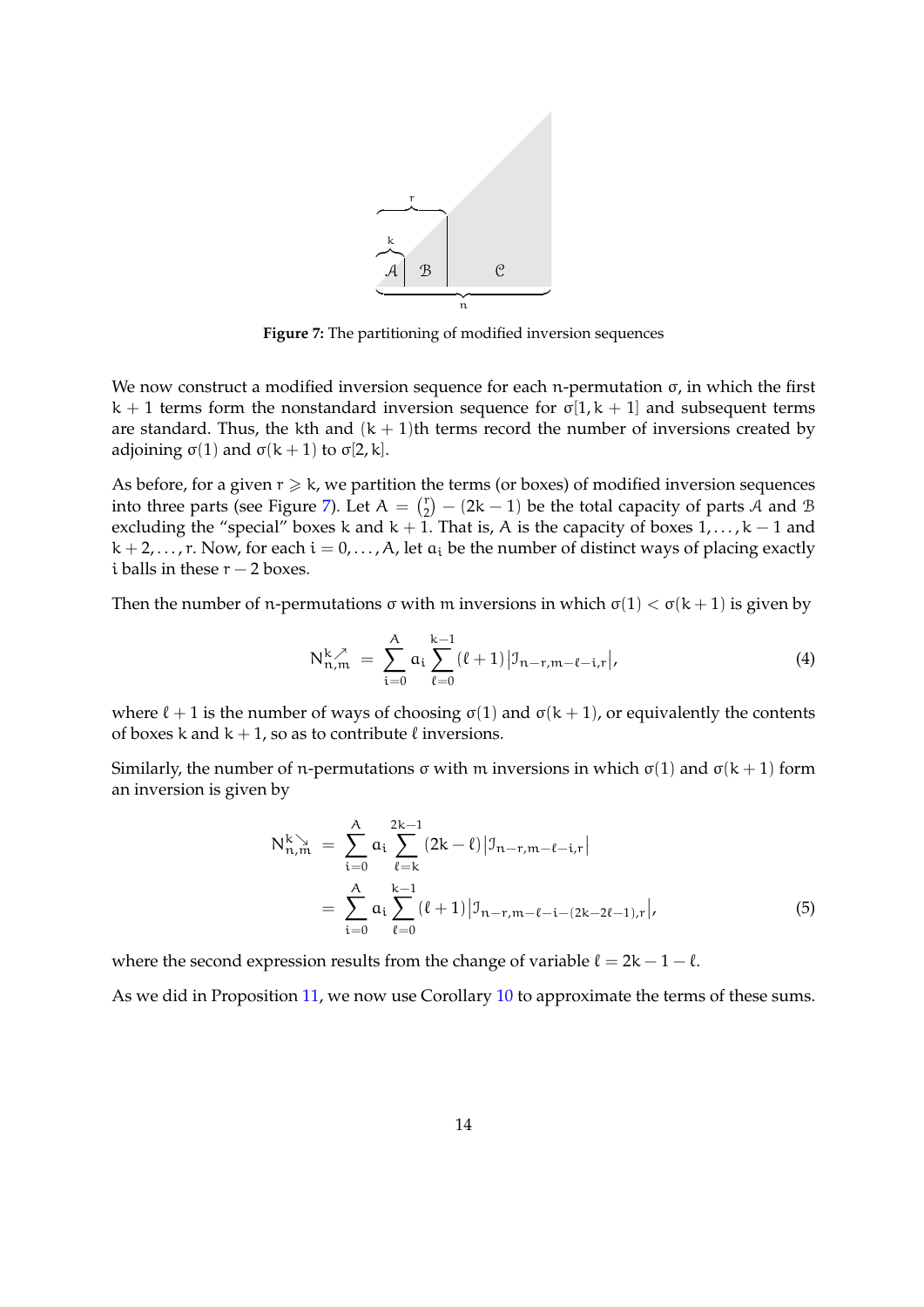Figure 7: The partitioning of modified inversion sequences

We now construct a modified inversion sequence for each $n$-permutation $\sigma$, in which the first $k+1$ terms form the nonstandard inversion sequence for $\sigma[1, k+1]$ and subsequent terms are standard. Thus, the $k$th and $(k+1)$th terms record the number of inversions created by adjoining $\sigma(1)$ and $\sigma(k+1)$ to $\sigma[2, k]$.

As before, for a given $r \geqslant k$, we partition the terms (or boxes) of modified inversion sequences into three parts (see Figure 7). Let $A = \binom{r}{2} - (2k-1)$ be the total capacity of parts $\mathcal{A}$ and $\mathcal{B}$ excluding the "special" boxes $k$ and $k+1$. That is, $A$ is the capacity of boxes $1, \ldots, k-1$ and $k+2, \ldots, r$. Now, for each $i = 0, \ldots, A$, let $a_i$ be the number of distinct ways of placing exactly $i$ balls in these $r-2$ boxes.

Then the number of $n$-permutations $\sigma$ with $m$ inversions in which $\sigma(1) < \sigma(k+1)$ is given by

$$N^{k\nearrow}_{n,m} = \sum_{i=0}^{A} a_i \sum_{\ell=0}^{k-1} (\ell+1) \left| \mathcal{I}_{n-r, m-\ell-i, r} \right|, \tag{4}$$

where $\ell + 1$ is the number of ways of choosing $\sigma(1)$ and $\sigma(k+1)$, or equivalently the contents of boxes $k$ and $k+1$, so as to contribute $\ell$ inversions.

Similarly, the number of $n$-permutations $\sigma$ with $m$ inversions in which $\sigma(1)$ and $\sigma(k+1)$ form an inversion is given by

$$\begin{aligned} N^{k\searrow}_{n,m} &= \sum_{i=0}^{A} a_i \sum_{\ell=k}^{2k-1} (2k-\ell) \left| \mathcal{I}_{n-r, m-\ell-i, r} \right| \\ &= \sum_{i=0}^{A} a_i \sum_{\ell=0}^{k-1} (\ell+1) \left| \mathcal{I}_{n-r, m-\ell-i-(2k-2\ell-1), r} \right|, \end{aligned} \tag{5}$$

where the second expression results from the change of variable $\ell = 2k - 1 - \ell$.

As we did in Proposition 11, we now use Corollary 10 to approximate the terms of these sums.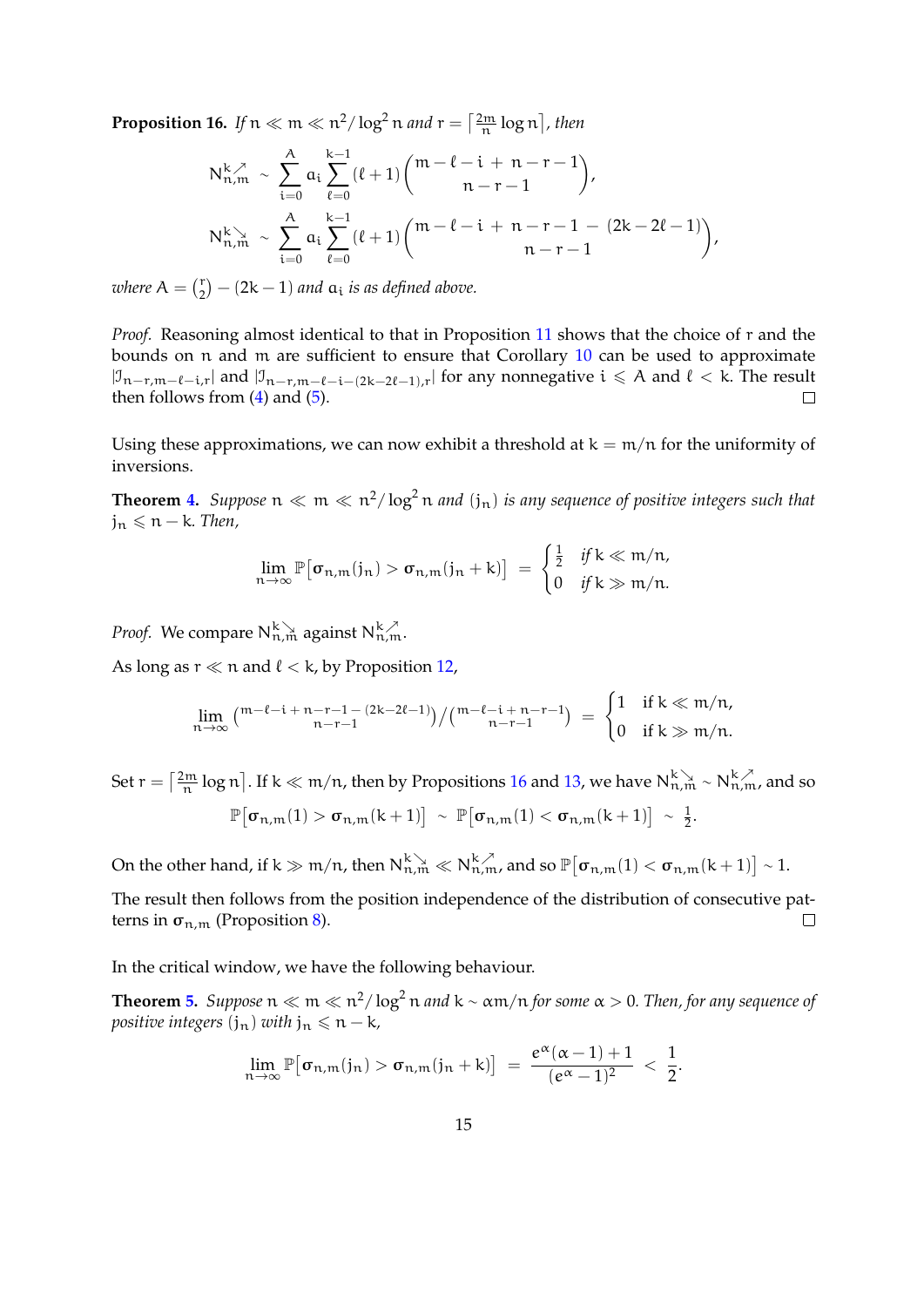**Proposition 16.** *If $n \ll m \ll n^2/\log^2 n$ and $r = \left\lceil \frac{2m}{n} \log n \right\rceil$, then*

$$N^{k\nearrow}_{n,m} \sim \sum_{i=0}^{A} a_i \sum_{\ell=0}^{k-1} (\ell+1) \binom{m-\ell-i + n-r-1}{n-r-1},$$

$$N^{k\searrow}_{n,m} \sim \sum_{i=0}^{A} a_i \sum_{\ell=0}^{k-1} (\ell+1) \binom{m-\ell-i + n-r-1 - (2k-2\ell-1)}{n-r-1},$$

*where $A = \binom{r}{2} - (2k-1)$ and $a_i$ is as defined above.*

*Proof.* Reasoning almost identical to that in Proposition 11 shows that the choice of $r$ and the bounds on $n$ and $m$ are sufficient to ensure that Corollary 10 can be used to approximate $|\mathcal{I}_{n-r,m-\ell-i,r}|$ and $|\mathcal{I}_{n-r,m-\ell-i-(2k-2\ell-1),r}|$ for any nonnegative $i \leqslant A$ and $\ell < k$. The result then follows from (4) and (5). $\square$

Using these approximations, we can now exhibit a threshold at $k = m/n$ for the uniformity of inversions.

**Theorem 4.** *Suppose $n \ll m \ll n^2/\log^2 n$ and $(j_n)$ is any sequence of positive integers such that $j_n \leqslant n-k$. Then,*

$$\lim_{n\to\infty} \mathbb{P}\big[\boldsymbol{\sigma}_{n,m}(j_n) > \boldsymbol{\sigma}_{n,m}(j_n+k)\big] = \begin{cases} \frac{1}{2} & \text{if } k \ll m/n, \\ 0 & \text{if } k \gg m/n. \end{cases}$$

*Proof.* We compare $N^{k\searrow}_{n,m}$ against $N^{k\nearrow}_{n,m}$.

As long as $r \ll n$ and $\ell < k$, by Proposition 12,

$$\lim_{n\to\infty} \binom{m-\ell-i + n-r-1 - (2k-2\ell-1)}{n-r-1} \Big/ \binom{m-\ell-i + n-r-1}{n-r-1} = \begin{cases} 1 & \text{if } k \ll m/n, \\ 0 & \text{if } k \gg m/n. \end{cases}$$

Set $r = \left\lceil \frac{2m}{n} \log n \right\rceil$. If $k \ll m/n$, then by Propositions 16 and 13, we have $N^{k\searrow}_{n,m} \sim N^{k\nearrow}_{n,m}$, and so

$$\mathbb{P}\big[\boldsymbol{\sigma}_{n,m}(1) > \boldsymbol{\sigma}_{n,m}(k+1)\big] \sim \mathbb{P}\big[\boldsymbol{\sigma}_{n,m}(1) < \boldsymbol{\sigma}_{n,m}(k+1)\big] \sim \tfrac{1}{2}.$$

On the other hand, if $k \gg m/n$, then $N^{k\searrow}_{n,m} \ll N^{k\nearrow}_{n,m}$, and so $\mathbb{P}\big[\boldsymbol{\sigma}_{n,m}(1) < \boldsymbol{\sigma}_{n,m}(k+1)\big] \sim 1$.

The result then follows from the position independence of the distribution of consecutive patterns in $\boldsymbol{\sigma}_{n,m}$ (Proposition 8). $\square$

In the critical window, we have the following behaviour.

**Theorem 5.** *Suppose $n \ll m \ll n^2/\log^2 n$ and $k \sim \alpha m/n$ for some $\alpha > 0$. Then, for any sequence of positive integers $(j_n)$ with $j_n \leqslant n-k$,*

$$\lim_{n\to\infty} \mathbb{P}\big[\boldsymbol{\sigma}_{n,m}(j_n) > \boldsymbol{\sigma}_{n,m}(j_n+k)\big] = \frac{e^{\alpha}(\alpha-1)+1}{(e^{\alpha}-1)^2} < \frac{1}{2}.$$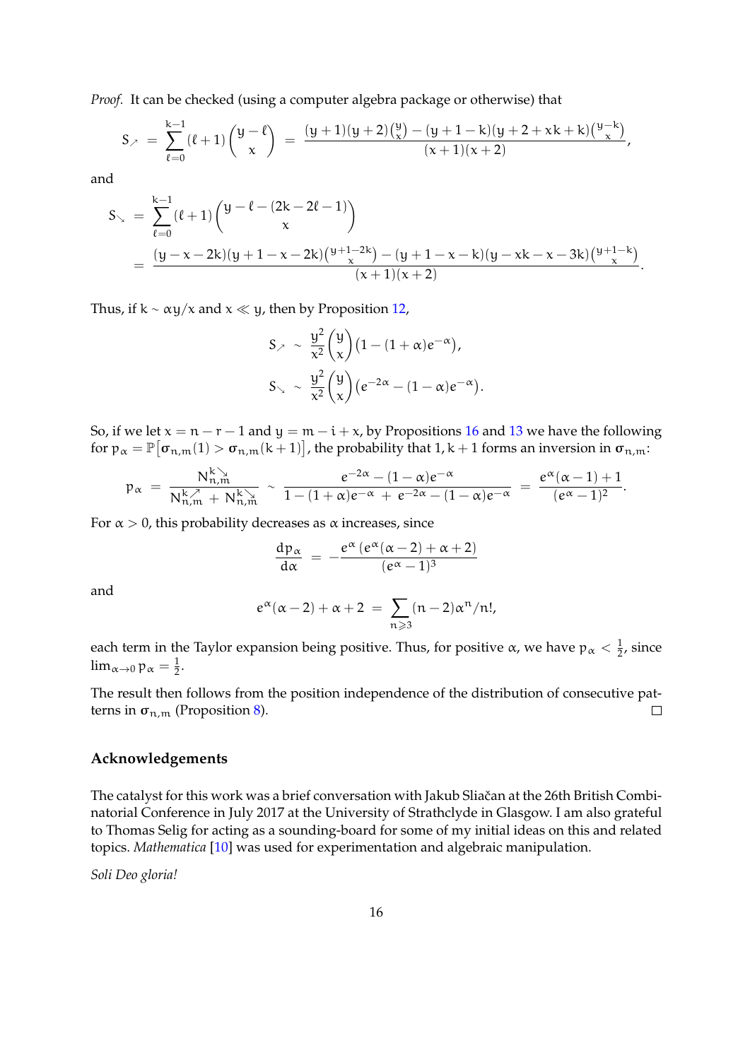*Proof.* It can be checked (using a computer algebra package or otherwise) that

$$S_{\nearrow} \;=\; \sum_{\ell=0}^{k-1} (\ell+1)\binom{y-\ell}{x} \;=\; \frac{(y+1)(y+2)\binom{y}{x} - (y+1-k)(y+2+xk+k)\binom{y-k}{x}}{(x+1)(x+2)},$$

and

$$\begin{aligned} S_{\searrow} \;&=\; \sum_{\ell=0}^{k-1} (\ell+1)\binom{y-\ell-(2k-2\ell-1)}{x} \\ &=\; \frac{(y-x-2k)(y+1-x-2k)\binom{y+1-2k}{x} - (y+1-x-k)(y-xk-x-3k)\binom{y+1-k}{x}}{(x+1)(x+2)}. \end{aligned}$$

Thus, if $k \sim \alpha y/x$ and $x \ll y$, then by Proposition 12,

$$\begin{aligned} S_{\nearrow} \;&\sim\; \frac{y^2}{x^2}\binom{y}{x}\big(1-(1+\alpha)e^{-\alpha}\big), \\ S_{\searrow} \;&\sim\; \frac{y^2}{x^2}\binom{y}{x}\big(e^{-2\alpha}-(1-\alpha)e^{-\alpha}\big). \end{aligned}$$

So, if we let $x = n-r-1$ and $y = m-i+x$, by Propositions 16 and 13 we have the following for $p_\alpha = \mathbb{P}\big[\boldsymbol{\sigma}_{n,m}(1) > \boldsymbol{\sigma}_{n,m}(k+1)\big]$, the probability that $1, k+1$ forms an inversion in $\boldsymbol{\sigma}_{n,m}$:

$$p_\alpha \;=\; \frac{N^{k\searrow}_{n,m}}{N^{k\nearrow}_{n,m} + N^{k\searrow}_{n,m}} \;\sim\; \frac{e^{-2\alpha}-(1-\alpha)e^{-\alpha}}{1-(1+\alpha)e^{-\alpha} \,+\, e^{-2\alpha}-(1-\alpha)e^{-\alpha}} \;=\; \frac{e^{\alpha}(\alpha-1)+1}{(e^{\alpha}-1)^2}.$$

For $\alpha > 0$, this probability decreases as $\alpha$ increases, since

$$\frac{dp_\alpha}{d\alpha} \;=\; -\frac{e^{\alpha}\left(e^{\alpha}(\alpha-2)+\alpha+2\right)}{(e^{\alpha}-1)^3}$$

and

$$e^{\alpha}(\alpha-2)+\alpha+2 \;=\; \sum_{n\geqslant 3}(n-2)\alpha^n/n!,$$

each term in the Taylor expansion being positive. Thus, for positive $\alpha$, we have $p_\alpha < \frac{1}{2}$, since $\lim_{\alpha\to 0} p_\alpha = \frac{1}{2}$.

The result then follows from the position independence of the distribution of consecutive patterns in $\boldsymbol{\sigma}_{n,m}$ (Proposition 8). □

## Acknowledgements

The catalyst for this work was a brief conversation with Jakub Sliačan at the 26th British Combinatorial Conference in July 2017 at the University of Strathclyde in Glasgow. I am also grateful to Thomas Selig for acting as a sounding-board for some of my initial ideas on this and related topics. *Mathematica* [10] was used for experimentation and algebraic manipulation.

*Soli Deo gloria!*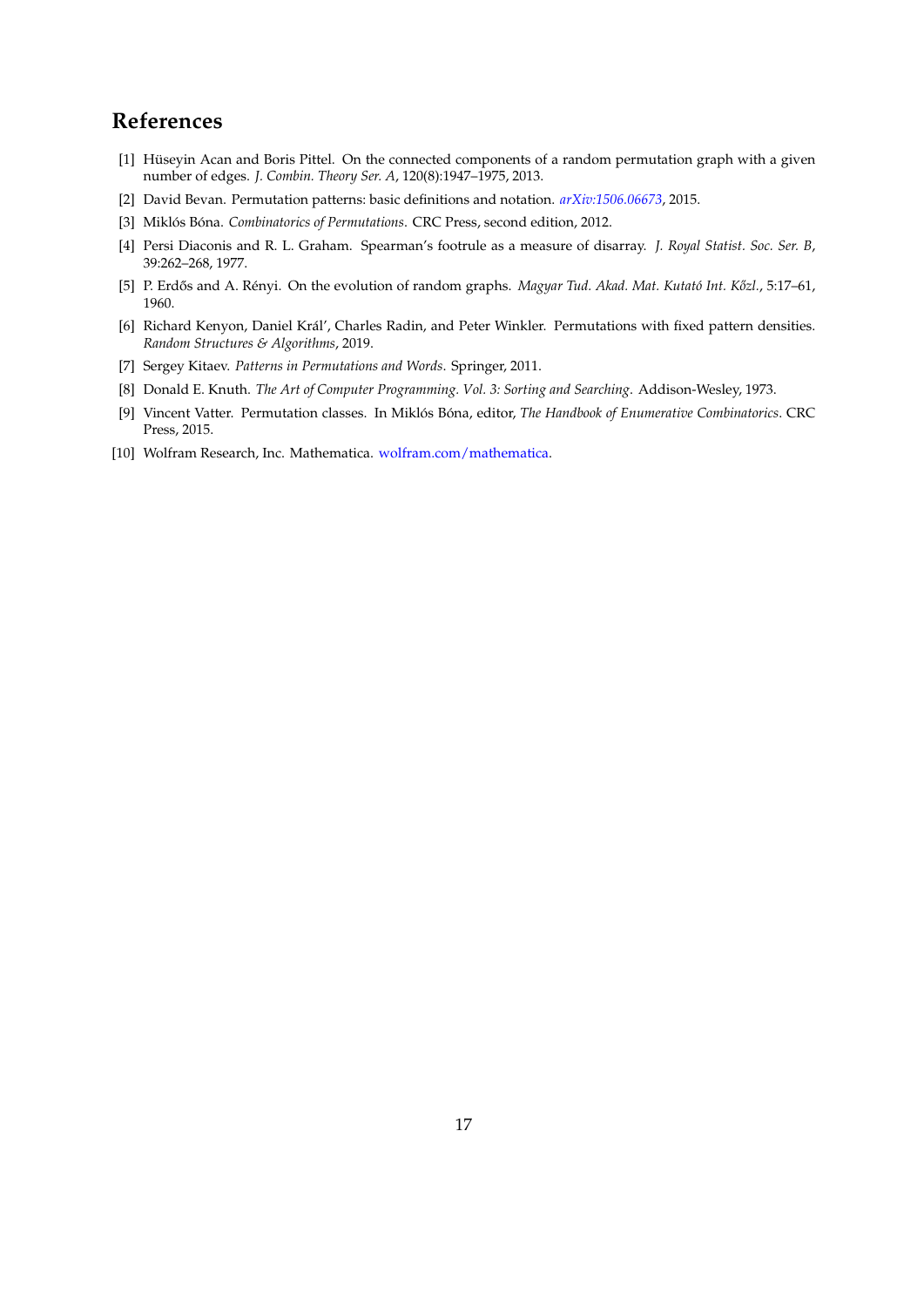## References

[1] Hüseyin Acan and Boris Pittel. On the connected components of a random permutation graph with a given number of edges. *J. Combin. Theory Ser. A*, 120(8):1947–1975, 2013.

[2] David Bevan. Permutation patterns: basic definitions and notation. *arXiv:1506.06673*, 2015.

[3] Miklós Bóna. *Combinatorics of Permutations*. CRC Press, second edition, 2012.

[4] Persi Diaconis and R. L. Graham. Spearman's footrule as a measure of disarray. *J. Royal Statist. Soc. Ser. B*, 39:262–268, 1977.

[5] P. Erdős and A. Rényi. On the evolution of random graphs. *Magyar Tud. Akad. Mat. Kutató Int. Kőzl.*, 5:17–61, 1960.

[6] Richard Kenyon, Daniel Král', Charles Radin, and Peter Winkler. Permutations with fixed pattern densities. *Random Structures & Algorithms*, 2019.

[7] Sergey Kitaev. *Patterns in Permutations and Words*. Springer, 2011.

[8] Donald E. Knuth. *The Art of Computer Programming. Vol. 3: Sorting and Searching*. Addison-Wesley, 1973.

[9] Vincent Vatter. Permutation classes. In Miklós Bóna, editor, *The Handbook of Enumerative Combinatorics*. CRC Press, 2015.

[10] Wolfram Research, Inc. Mathematica. wolfram.com/mathematica.